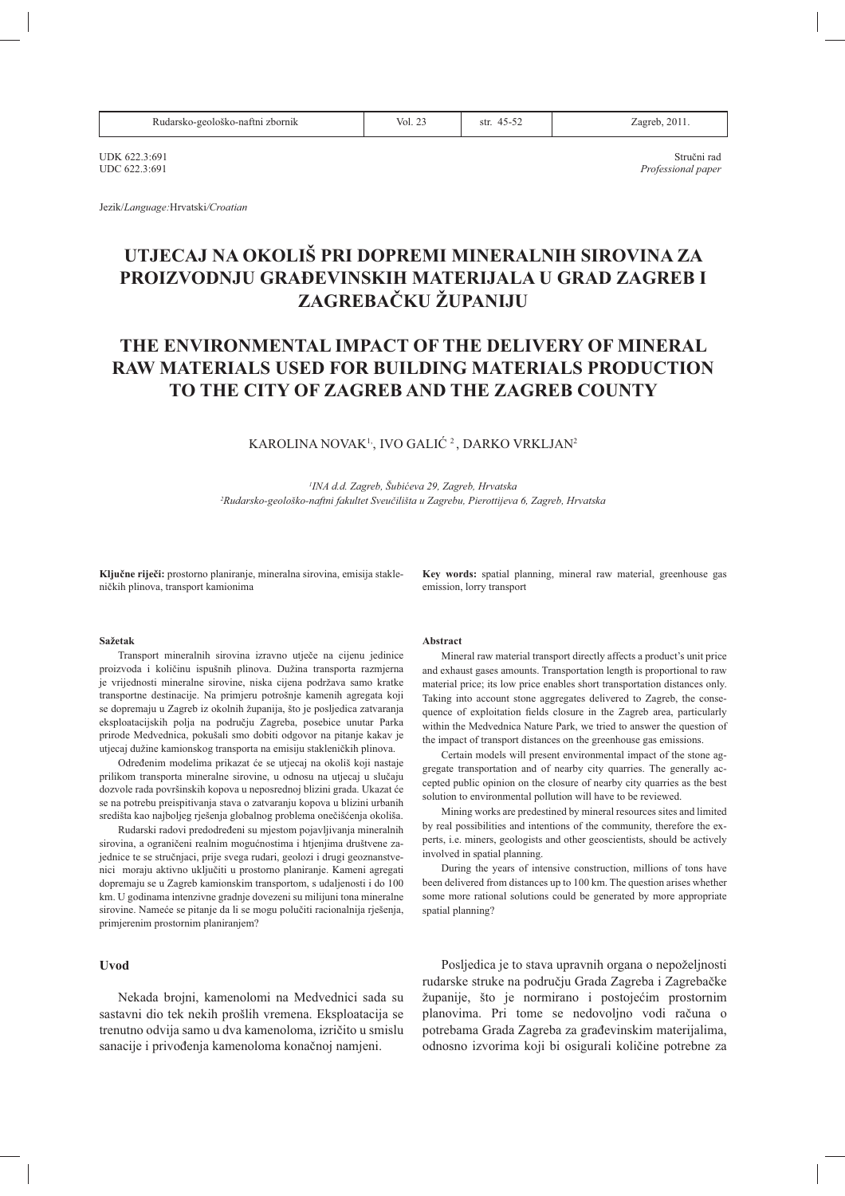UDK 622.3:691
UDC 622.3:691

Stručni rad
*Professional paper*

Jezik/*Language:*Hrvatski/*Croatian*

# UTJECAJ NA OKOLIŠ PRI DOPREMI MINERALNIH SIROVINA ZA PROIZVODNJU GRAĐEVINSKIH MATERIJALA U GRAD ZAGREB I ZAGREBAČKU ŽUPANIJU

# THE ENVIRONMENTAL IMPACT OF THE DELIVERY OF MINERAL RAW MATERIALS USED FOR BUILDING MATERIALS PRODUCTION TO THE CITY OF ZAGREB AND THE ZAGREB COUNTY

KAROLINA NOVAK[1], IVO GALIĆ [2], DARKO VRKLJAN[2]

*[1]INA d.d. Zagreb, Šubićeva 29, Zagreb, Hrvatska*
*[2]Rudarsko-geološko-naftni fakultet Sveučilišta u Zagrebu, Pierottijeva 6, Zagreb, Hrvatska*

**Ključne riječi:** prostorno planiranje, mineralna sirovina, emisija stakleničkih plinova, transport kamionima

**Key words:** spatial planning, mineral raw material, greenhouse gas emission, lorry transport

**Sažetak**

Transport mineralnih sirovina izravno utječe na cijenu jedinice proizvoda i količinu ispušnih plinova. Dužina transporta razmjerna je vrijednosti mineralne sirovine, niska cijena podržava samo kratke transportne destinacije. Na primjeru potrošnje kamenih agregata koji se dopremaju u Zagreb iz okolnih županija, što je posljedica zatvaranja eksploatacijskih polja na području Zagreba, posebice unutar Parka prirode Medvednica, pokušali smo dobiti odgovor na pitanje kakav je utjecaj dužine kamionskog transporta na emisiju stakleničkih plinova.

Određenim modelima prikazat će se utjecaj na okoliš koji nastaje prilikom transporta mineralne sirovine, u odnosu na utjecaj u slučaju dozvole rada površinskih kopova u neposrednoj blizini grada. Ukazat će se na potrebu preispitivanja stava o zatvaranju kopova u blizini urbanih središta kao najboljeg rješenja globalnog problema onečišćenja okoliša.

Rudarski radovi predodređeni su mjestom pojavljivanja mineralnih sirovina, a ograničeni realnim mogućnostima i htjenjima društvene zajednice te se stručnjaci, prije svega rudari, geolozi i drugi geoznanstvenici moraju aktivno uključiti u prostorno planiranje. Kameni agregati dopremaju se u Zagreb kamionskim transportom, s udaljenosti i do 100 km. U godinama intenzivne gradnje dovezeni su milijuni tona mineralne sirovine. Nameće se pitanje da li se mogu polučiti racionalnija rješenja, primjerenim prostornim planiranjem?

**Abstract**

Mineral raw material transport directly affects a product's unit price and exhaust gases amounts. Transportation length is proportional to raw material price; its low price enables short transportation distances only. Taking into account stone aggregates delivered to Zagreb, the consequence of exploitation fields closure in the Zagreb area, particularly within the Medvednica Nature Park, we tried to answer the question of the impact of transport distances on the greenhouse gas emissions.

Certain models will present environmental impact of the stone aggregate transportation and of nearby city quarries. The generally accepted public opinion on the closure of nearby city quarries as the best solution to environmental pollution will have to be reviewed.

Mining works are predestined by mineral resources sites and limited by real possibilities and intentions of the community, therefore the experts, i.e. miners, geologists and other geoscientists, should be actively involved in spatial planning.

During the years of intensive construction, millions of tons have been delivered from distances up to 100 km. The question arises whether some more rational solutions could be generated by more appropriate spatial planning?

## Uvod

Nekada brojni, kamenolomi na Medvednici sada su sastavni dio tek nekih prošlih vremena. Eksploatacija se trenutno odvija samo u dva kamenoloma, izričito u smislu sanacije i privođenja kamenoloma konačnoj namjeni.

Posljedica je to stava upravnih organa o nepoželjnosti rudarske struke na području Grada Zagreba i Zagrebačke županije, što je normirano i postojećim prostornim planovima. Pri tome se nedovoljno vodi računa o potrebama Grada Zagreba za građevinskim materijalima, odnosno izvorima koji bi osigurali količine potrebne za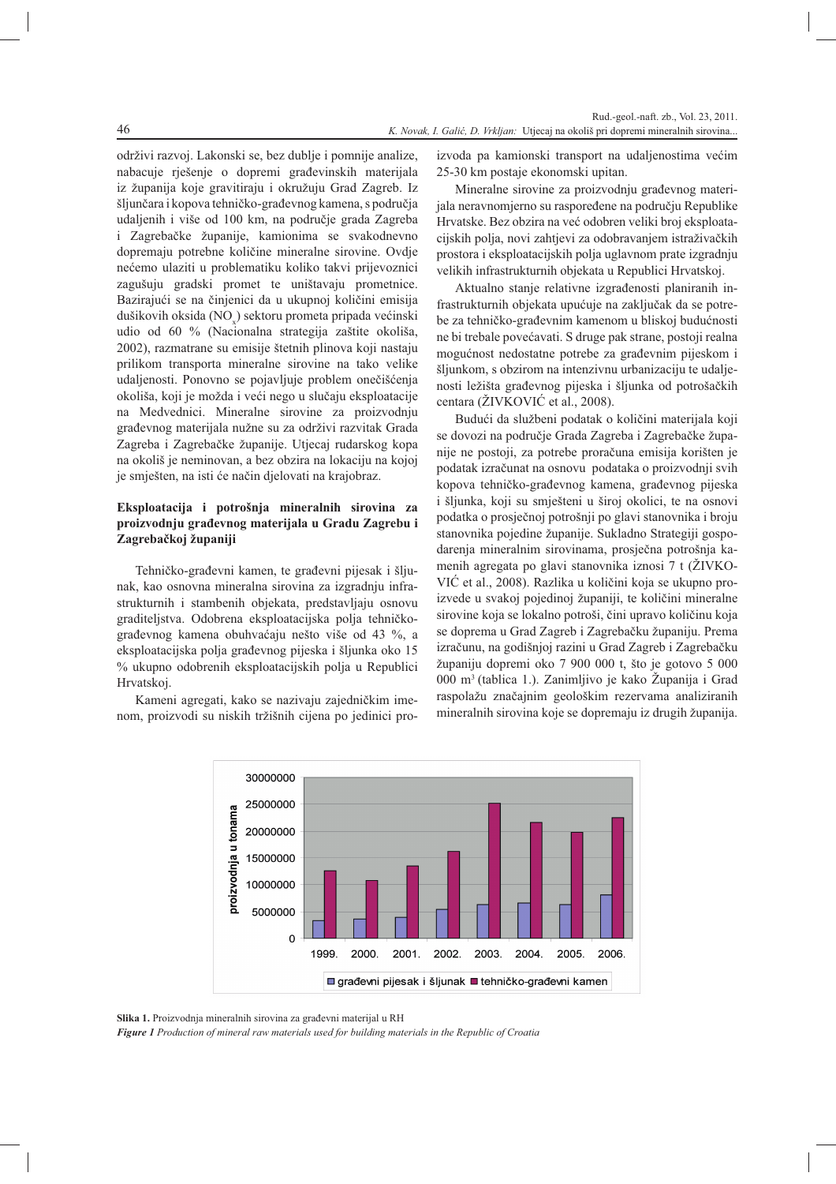održivi razvoj. Lakonski se, bez dublje i pomnije analize, nabacuje rješenje o dopremi građevinskih materijala iz županija koje gravitiraju i okružuju Grad Zagreb. Iz šljunčara i kopova tehničko-građevnog kamena, s područja udaljenih i više od 100 km, na područje grada Zagreba i Zagrebačke županije, kamionima se svakodnevno dopremaju potrebne količine mineralne sirovine. Ovdje nećemo ulaziti u problematiku koliko takvi prijevoznici zagušuju gradski promet te uništavaju prometnice. Bazirajući se na činjenici da u ukupnoj količini emisija dušikovih oksida ($NO_x$) sektoru prometa pripada većinski udio od 60 % (Nacionalna strategija zaštite okoliša, 2002), razmatrane su emisije štetnih plinova koji nastaju prilikom transporta mineralne sirovine na tako velike udaljenosti. Ponovno se pojavljuje problem onečišćenja okoliša, koji je možda i veći nego u slučaju eksploatacije na Medvednici. Mineralne sirovine za proizvodnju građevnog materijala nužne su za održivi razvitak Grada Zagreba i Zagrebačke županije. Utjecaj rudarskog kopa na okoliš je neminovan, a bez obzira na lokaciju na kojoj je smješten, na isti će način djelovati na krajobraz.

## Eksploatacija i potrošnja mineralnih sirovina za proizvodnju građevnog materijala u Gradu Zagrebu i Zagrebačkoj županiji

Tehničko-građevni kamen, te građevni pijesak i šljunak, kao osnovna mineralna sirovina za izgradnju infrastrukturnih i stambenih objekata, predstavljaju osnovu graditeljstva. Odobrena eksploatacijska polja tehničko-građevnog kamena obuhvaćaju nešto više od 43 %, a eksploatacijska polja građevnog pijeska i šljunka oko 15 % ukupno odobrenih eksploatacijskih polja u Republici Hrvatskoj.

Kameni agregati, kako se nazivaju zajedničkim imenom, proizvodi su niskih tržišnih cijena po jedinici proizvoda pa kamionski transport na udaljenostima većim 25-30 km postaje ekonomski upitan.

Mineralne sirovine za proizvodnju građevnog materijala neravnomjerno su raspoređene na području Republike Hrvatske. Bez obzira na već odobren veliki broj eksploatacijskih polja, novi zahtjevi za odobravanjem istraživačkih prostora i eksploatacijskih polja uglavnom prate izgradnju velikih infrastrukturnih objekata u Republici Hrvatskoj.

Aktualno stanje relativne izgrađenosti planiranih infrastrukturnih objekata upućuje na zaključak da se potrebe za tehničko-građevnim kamenom u bliskoj budućnosti ne bi trebale povećavati. S druge pak strane, postoji realna mogućnost nedostatne potrebe za građevnim pijeskom i šljunkom, s obzirom na intenzivnu urbanizaciju te udaljenosti ležišta građevnog pijeska i šljunka od potrošačkih centara (ŽIVKOVIĆ et al., 2008).

Budući da službeni podatak o količini materijala koji se dovozi na područje Grada Zagreba i Zagrebačke županije ne postoji, za potrebe proračuna emisija korišten je podatak izračunat na osnovu podataka o proizvodnji svih kopova tehničko-građevnog kamena, građevnog pijeska i šljunka, koji su smješteni u široj okolici, te na osnovi podatka o prosječnoj potrošnji po glavi stanovnika i broju stanovnika pojedine županije. Sukladno Strategiji gospodarenja mineralnim sirovinama, prosječna potrošnja kamenih agregata po glavi stanovnika iznosi 7 t (ŽIVKOVIĆ et al., 2008). Razlika u količini koja se ukupno proizvede u svakoj pojedinoj županiji, te količini mineralne sirovine koja se lokalno potroši, čini upravo količinu koja se doprema u Grad Zagreb i Zagrebačku županiju. Prema izračunu, na godišnjoj razini u Grad Zagreb i Zagrebačku županiju doprémi oko 7 900 000 t, što je gotovo 5 000 000 m$^3$ (tablica 1.). Zanimljivo je kako Županija i Grad raspolažu značajnim geološkim rezervama analiziranih mineralnih sirovina koje se dopremaju iz drugih županija.

**Slika 1.** Proizvodnja mineralnih sirovina za građevni materijal u RH

***Figure 1*** *Production of mineral raw materials used for building materials in the Republic of Croatia*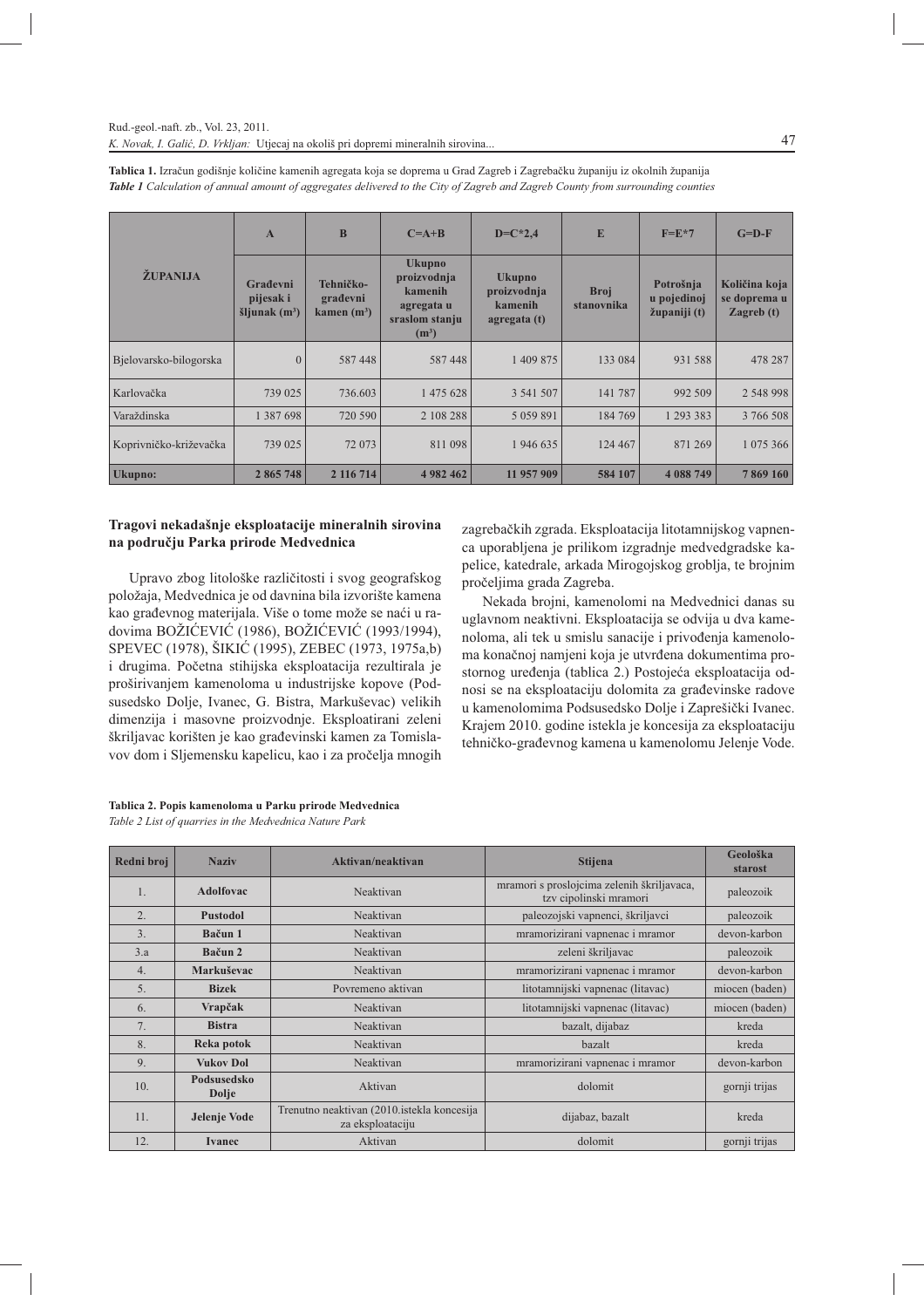**Tablica 1.** Izračun godišnje količine kamenih agregata koja se doprema u Grad Zagreb i Zagrebačku županiju iz okolnih županija

***Table 1** Calculation of annual amount of aggregates delivered to the City of Zagreb and Zagreb County from surrounding counties*

| ŽUPANIJA | A | B | C=A+B | D=C*2,4 | E | F=E*7 | G=D-F |
|---|---|---|---|---|---|---|---|
| | Građevni pijesak i šljunak (m³) | Tehničko-građevni kamen (m³) | Ukupno proizvodnja kamenih agregata u sraslom stanju (m³) | Ukupno proizvodnja kamenih agregata (t) | Broj stanovnika | Potrošnja u pojedinoj županiji (t) | Količina koja se doprema u Zagreb (t) |
| Bjelovarsko-bilogorska | 0 | 587 448 | 587 448 | 1 409 875 | 133 084 | 931 588 | 478 287 |
| Karlovačka | 739 025 | 736.603 | 1 475 628 | 3 541 507 | 141 787 | 992 509 | 2 548 998 |
| Varaždinska | 1 387 698 | 720 590 | 2 108 288 | 5 059 891 | 184 769 | 1 293 383 | 3 766 508 |
| Koprivničko-križevačka | 739 025 | 72 073 | 811 098 | 1 946 635 | 124 467 | 871 269 | 1 075 366 |
| **Ukupno:** | **2 865 748** | **2 116 714** | **4 982 462** | **11 957 909** | **584 107** | **4 088 749** | **7 869 160** |

**Tragovi nekadašnje eksploatacije mineralnih sirovina na području Parka prirode Medvednica**

Upravo zbog litološke različitosti i svog geografskog položaja, Medvednica je od davnina bila izvorište kamena kao građevnog materijala. Više o tome može se naći u radovima BOŽIĆEVIĆ (1986), BOŽIĆEVIĆ (1993/1994), SPEVEC (1978), ŠIKIĆ (1995), ZEBEC (1973, 1975a,b) i drugima. Početna stihijska eksploatacija rezultirala je proširivanjem kamenoloma u industrijske kopove (Podsusedsko Dolje, Ivanec, G. Bistra, Markuševac) velikih dimenzija i masovne proizvodnje. Eksploatirani zeleni škriljavac korišten je kao građevinski kamen za Tomislavov dom i Sljemensku kapelicu, kao i za pročelja mnogih zagrebačkih zgrada. Eksploatacija litotamnijskog vapnenca uporabljena je prilikom izgradnje medvedgradske kapelice, katedrale, arkada Mirogojskog groblja, te brojnim pročeljima grada Zagreba.

Nekada brojni, kamenolomi na Medvednici danas su uglavnom neaktivni. Eksploatacija se odvija u dva kamenoloma, ali tek u smislu sanacije i privođenja kamenoloma konačnoj namjeni koja je utvrđena dokumentima prostornog uređenja (tablica 2.) Postojeća eksploatacija odnosi se na eksploataciju dolomita za građevinske radove u kamenolomima Podsusedsko Dolje i Zaprešički Ivanec. Krajem 2010. godine istekla je koncesija za eksploataciju tehničko-građevnog kamena u kamenolomu Jelenje Vode.

**Tablica 2. Popis kamenoloma u Parku prirode Medvednica**

*Table 2 List of quarries in the Medvednica Nature Park*

| Redni broj | Naziv | Aktivan/neaktivan | Stijena | Geološka starost |
|---|---|---|---|---|
| 1. | **Adolfovac** | Neaktivan | mramori s proslojcima zelenih škriljavaca, tzv cipolinski mramori | paleozoik |
| 2. | **Pustodol** | Neaktivan | paleozojski vapnenci, škriljavci | paleozoik |
| 3. | **Bačun 1** | Neaktivan | mramorizirani vapnenac i mramor | devon-karbon |
| 3.a | **Bačun 2** | Neaktivan | zeleni škriljavac | paleozoik |
| 4. | **Markuševac** | Neaktivan | mramorizirani vapnenac i mramor | devon-karbon |
| 5. | **Bizek** | Povremeno aktivan | litotamnijski vapnenac (litavac) | miocen (baden) |
| 6. | **Vrapčak** | Neaktivan | litotamnijski vapnenac (litavac) | miocen (baden) |
| 7. | **Bistra** | Neaktivan | bazalt, dijabaz | kreda |
| 8. | **Reka potok** | Neaktivan | bazalt | kreda |
| 9. | **Vukov Dol** | Neaktivan | mramorizirani vapnenac i mramor | devon-karbon |
| 10. | **Podsusedsko Dolje** | Aktivan | dolomit | gornji trijas |
| 11. | **Jelenje Vode** | Trenutno neaktivan (2010.istekla koncesija za eksploataciju | dijabaz, bazalt | kreda |
| 12. | **Ivanec** | Aktivan | dolomit | gornji trijas |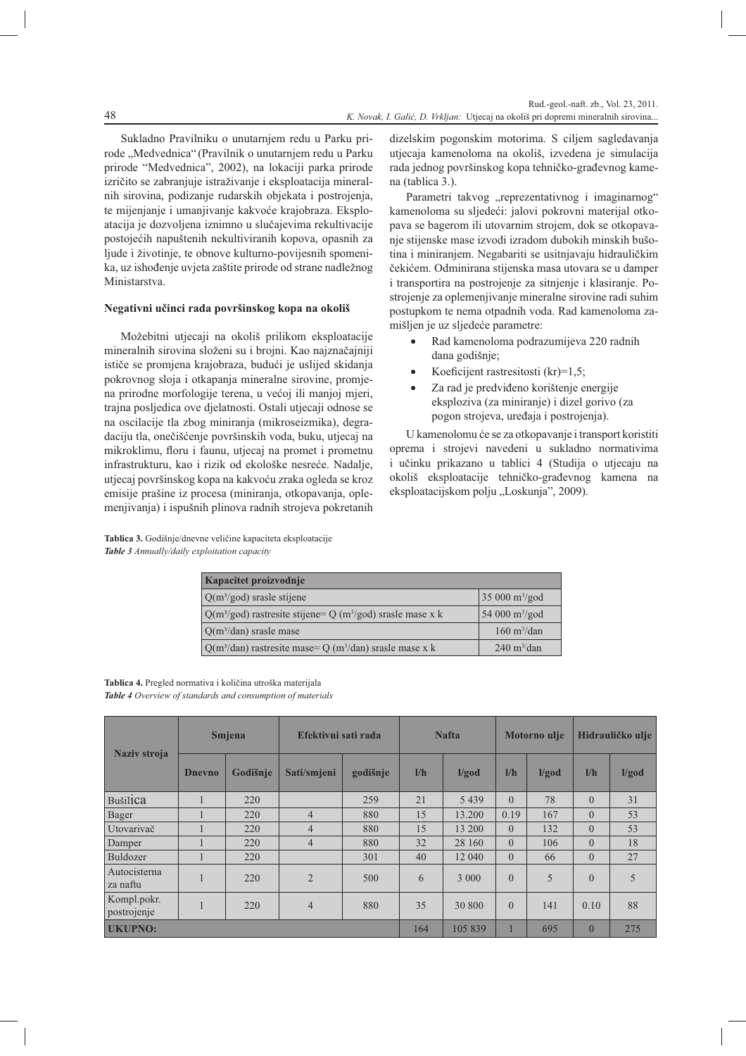Sukladno Pravilniku o unutarnjem redu u Parku prirode „Medvednica" (Pravilnik o unutarnjem redu u Parku prirode "Medvednica", 2002), na lokaciji parka prirode izričito se zabranjuje istraživanje i eksploatacija mineralnih sirovina, podizanje rudarskih objekata i postrojenja, te mijenjanje i umanjivanje kakvoće krajobraza. Eksploatacija je dozvoljena iznimno u slučajevima rekultivacije postojećih napuštenih nekultiviranih kopova, opasnih za ljude i životinje, te obnove kulturno-povijesnih spomenika, uz ishođenje uvjeta zaštite prirode od strane nadležnog Ministarstva.

#### Negativni učinci rada površinskog kopa na okoliš

Moguće utjecaji na okoliš prilikom eksploatacije mineralnih sirovina složeni su i brojni. Kao najznačajniji ističe se promjena krajobraza, budući je uslijed skidanja pokrovnog sloja i otkapanja mineralne sirovine, promjena prirodne morfologije terena, u većoj ili manjoj mjeri, trajna posljedica ove djelatnosti. Ostali utjecaji odnose se na oscilacije tla zbog miniranja (mikroseizmika), degradaciju tla, onečišćenje površinskih voda, buku, utjecaj na mikroklimu, floru i faunu, utjecaj na promet i prometnu infrastrukturu, kao i rizik od ekološke nesreće. Nadalje, utjecaj površinskog kopa na kakvoću zraka ogleda se kroz emisije prašine iz procesa (miniranja, otkopavanja, oplemenjivanja) i ispušnih plinova radnih strojeva pokretanih dizelskim pogonskim motorima. S ciljem sagledavanja utjecaja kamenoloma na okoliš, izvedena je simulacija rada jednog površinskog kopa tehničko-građevnog kamena (tablica 3.).

Parametri takvog „reprezentativnog i imaginarnog" kamenoloma su sljedeći: jalovi pokrovni materijal otkopava se bagerom ili utovarnim strojem, dok se otkopavanje stijenske mase izvodi izradom dubokih minskih bušotina i miniranjem. Negabariti se usitnjavaju hidrauličkim čekićem. Odminirana stijenska masa utovara se u damper i transportira na postrojenje za sitnjenje i klasiranje. Postrojenje za oplemenjivanje mineralne sirovine radi suhim postupkom te nema otpadnih voda. Rad kamenoloma zamišljen je uz sljedeće parametre:

- Rad kamenoloma podrazumijeva 220 radnih dana godišnje;
- Koeficijent rastresitosti (kr)=1,5;
- Za rad je predviđeno korištenje energije eksploziva (za miniranje) i dizel gorivo (za pogon strojeva, uređaja i postrojenja).

U kamenolomu će se za otkopavanje i transport koristiti oprema i strojevi navedeni u sukladno normativima i učinku prikazano u tablici 4 (Studija o utjecaju na okoliš eksploatacije tehničko-građevnog kamena na eksploatacijskom polju „Loskunja", 2009).

**Tablica 3.** Godišnje/dnevne veličine kapaciteta eksploatacije
***Table 3** Annually/daily exploitation capacity*

| Kapacitet proizvodnje | |
|---|---|
| Q(m³/god) srasle stijene | 35 000 m³/god |
| Q(m³/god) rastresite stijene= Q (m³/god) srasle mase x k | 54 000 m³/god |
| Q(m³/dan) srasle mase | 160 m³/dan |
| Q(m³/dan) rastresite mase= Q (m³/dan) srasle mase x k | 240 m³/dan |

**Tablica 4.** Pregled normativa i količina utroška materijala
***Table 4** Overview of standards and consumption of materials*

| Naziv stroja | Smjena | | Efektivni sati rada | | Nafta | | Motorno ulje | | Hidrauličko ulje | |
|---|---|---|---|---|---|---|---|---|---|---|
| | Dnevno | Godišnje | Sati/smjeni | godišnje | l/h | l/god | l/h | l/god | l/h | l/god |
| Bušilica | 1 | 220 | | 259 | 21 | 5 439 | 0 | 78 | 0 | 31 |
| Bager | 1 | 220 | 4 | 880 | 15 | 13.200 | 0.19 | 167 | 0 | 53 |
| Utovarivač | 1 | 220 | 4 | 880 | 15 | 13 200 | 0 | 132 | 0 | 53 |
| Damper | 1 | 220 | 4 | 880 | 32 | 28 160 | 0 | 106 | 0 | 18 |
| Buldozer | 1 | 220 | | 301 | 40 | 12 040 | 0 | 66 | 0 | 27 |
| Autocisterna za naftu | 1 | 220 | 2 | 500 | 6 | 3 000 | 0 | 5 | 0 | 5 |
| Kompl.pokr. postrojenje | 1 | 220 | 4 | 880 | 35 | 30 800 | 0 | 141 | 0.10 | 88 |
| **UKUPNO:** | | | | | 164 | 105 839 | 1 | 695 | 0 | 275 |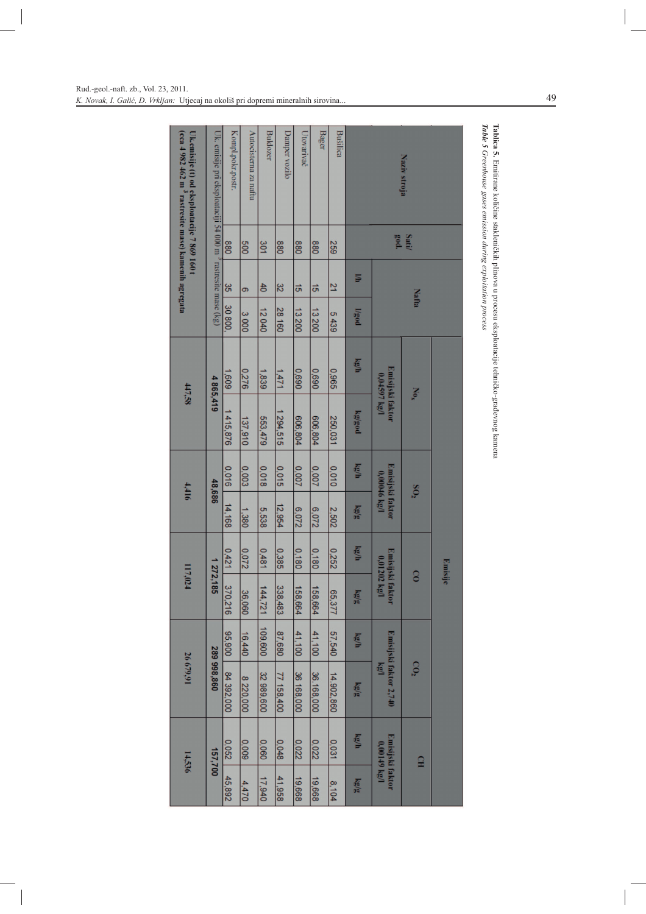**Tablica 5.** Emitirane količine stakleničkih plinova u procesu eksploatacije tehničko-građevnog kamena

***Table 5*** *Greenhouse gases emission during exploitation process*

| Naziv stroja | Sati/ god. | Nafta | | Emisije | | | | | | | | | |
|---|---|---|---|---|---|---|---|---|---|---|---|---|---|
| | | | | $NO_x$ | | $SO_2$ | | CO | | $CO_2$ | | CH | |
| | | | | Emisijski faktor 0,04597 kg/l | | Emisijski faktor 0,00046 kg/l | | Emisijski faktor 0,01202 kg/l | | Emisijski faktor 2,740 kg/l | | Emisijski faktor 0,00149 kg/l | |
| | | l/h | l/god | kg/h | kg/god | kg/h | kg/g | kg/h | kg/g | kg/h | kg/g | kg/h | kg/g |
| Bušilica | 259 | 21 | 5 439 | 0,965 | 250,031 | 0,010 | 2,502 | 0,252 | 65,377 | 57,540 | 14 902,860 | 0,031 | 8,104 |
| Bager | 880 | 15 | 13 200 | 0,690 | 606,804 | 0,007 | 6,072 | 0,180 | 158,664 | 41,100 | 36 168,000 | 0,022 | 19,668 |
| Utovarivač | 880 | 15 | 13 200 | 0,690 | 606,804 | 0,007 | 6,072 | 0,180 | 158,664 | 41,100 | 36 168,000 | 0,022 | 19,668 |
| Damper vozilo | 880 | 32 | 28 160 | 1,471 | 1 294,515 | 0,015 | 12,954 | 0,385 | 338,483 | 87,680 | 77 158,400 | 0,048 | 41,958 |
| Buldozer | 301 | 40 | 12 040 | 1,839 | 553,479 | 0,018 | 5,538 | 0,481 | 144,721 | 109,600 | 32 989,600 | 0,060 | 17,940 |
| Autocisterna za naftu | 500 | 6 | 3 000 | 0,276 | 137,910 | 0,003 | 1,380 | 0,072 | 36,060 | 16,440 | 8 220,000 | 0,009 | 4,470 |
| Kompl.-pokr.-postr. | 880 | 35 | 30 800, | 1,609 | 1 415,876 | 0,016 | 14,168 | 0,421 | 370,216 | 95,900 | 84 392,000 | 0,052 | 45,892 |
| Uk. emisije pri eksploataciji 54 000 m$^3$ rastresite mase (kg) | | | | 4 865,419 | | 48,686 | | 1 272,185 | | 289 998,860 | | 157,700 | |
| **Uk.emisije (t) od eksploatacije 7 869 160 t (cca 4 982 462 m$^3$ rastresite mase) kamenih agregata** | | | | 447,58 | | 4,416 | | 117,024 | | 26 679,91 | | 14,536 | |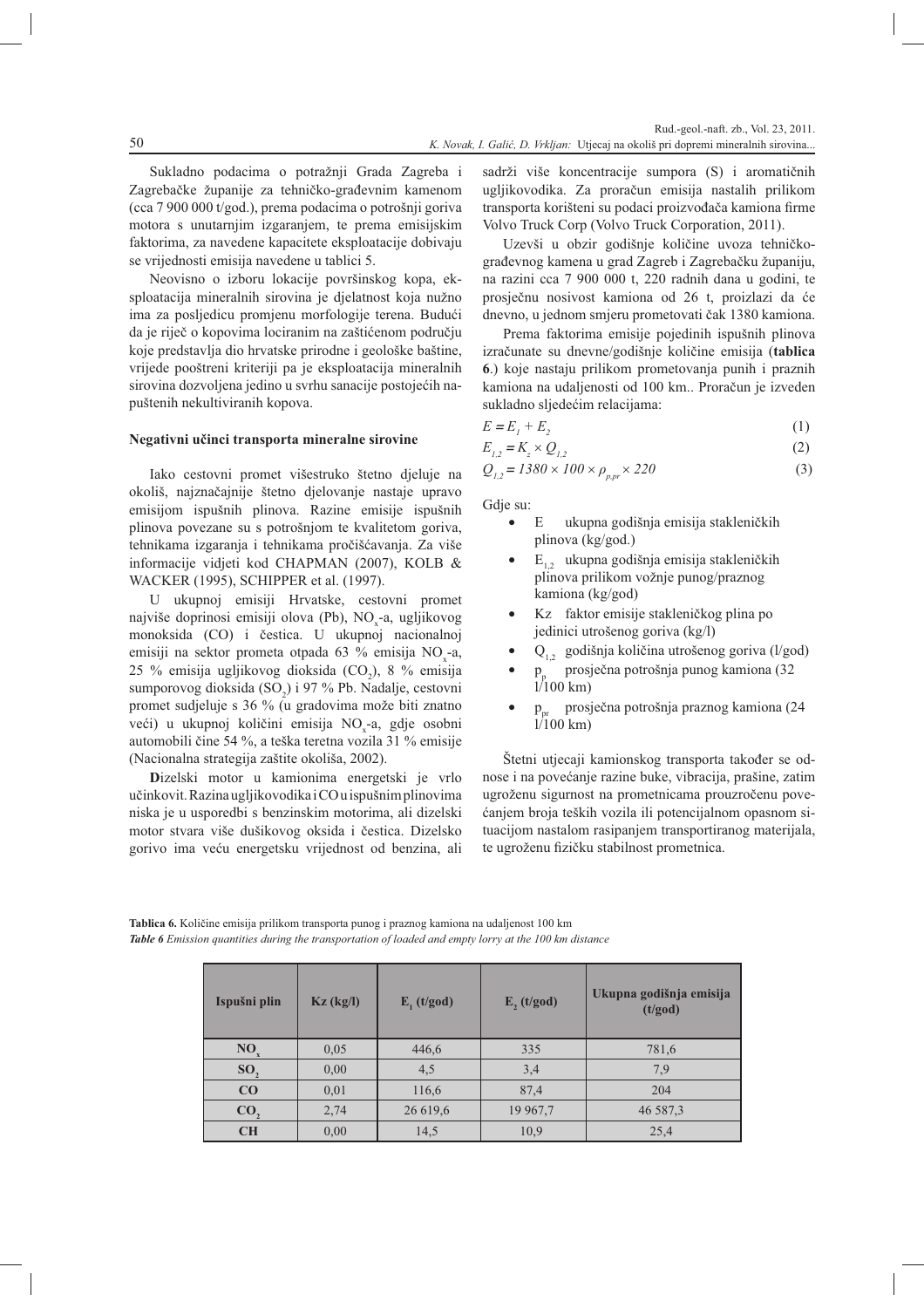Sukladno podacima o potražnji Grada Zagreba i Zagrebačke županije za tehničko-građevnim kamenom (cca 7 900 000 t/god.), prema podacima o potrošnji goriva motora s unutarnjim izgaranjem, te prema emisijskim faktorima, za navedene kapacitete eksploatacije dobivaju se vrijednosti emisija navedene u tablici 5.

Neovisno o izboru lokacije površinskog kopa, eksploatacija mineralnih sirovina je djelatnost koja nužno ima za posljedicu promjenu morfologije terena. Budući da je riječ o kopovima lociranim na zaštićenom području koje predstavlja dio hrvatske prirodne i geološke baštine, vrijede pooštreni kriteriji pa je eksploatacija mineralnih sirovina dozvoljena jedino u svrhu sanacije postojećih napuštenih nekultiviranih kopova.

#### Negativni učinci transporta mineralne sirovine

Iako cestovni promet višestruko štetno djeluje na okoliš, najznačajnije štetno djelovanje nastaje upravo emisijom ispušnih plinova. Razine emisije ispušnih plinova povezane su s potrošnjom te kvalitetom goriva, tehnikama izgaranja i tehnikama pročišćavanja. Za više informacija vidjeti kod CHAPMAN (2007), KOLB & WACKER (1995), SCHIPPER et al. (1997).

U ukupnoj emisiji Hrvatske, cestovni promet najviše doprinosi emisiji olova (Pb), $NO_x$-a, ugljikovog monoksida (CO) i čestica. U ukupnoj nacionalnoj emisiji na sektor prometa otpada 63 % emisija $NO_x$-a, 25 % emisija ugljikovog dioksida ($CO_2$), 8 % emisija sumporovog dioksida ($SO_2$) i 97 % Pb. Nadalje, cestovni promet sudjeluje s 36 % (u gradovima može biti znatno veći) u ukupnoj količini emisija $NO_x$-a, gdje osobni automobili čine 54 %, a teška teretna vozila 31 % emisije (Nacionalna strategija zaštite okoliša, 2002).

**D**izelski motor u kamionima energetski je vrlo učinkovit. Razina ugljikovodika i CO u ispušnim plinovima niska je u usporedbi s benzinskim motorima, ali dizelski motor stvara više dušikovog oksida i čestica. Dizelsko gorivo ima veću energetsku vrijednost od benzina, ali sadrži više koncentracije sumpora (S) i aromatičnih ugljikovodika. Za proračun emisija nastalih prilikom transporta korišteni su podaci proizvođača kamiona firme Volvo Truck Corp (Volvo Truck Corporation, 2011).

Uzevši u obzir godišnje količine uvoza tehničko-građevnog kamena u grad Zagreb i Zagrebačku županiju, na razini cca 7 900 000 t, 220 radnih dana u godini, te prosječnu nosivost kamiona od 26 t, proizlazi da će dnevno, u jednom smjeru prometovati čak 1380 kamiona.

Prema faktorima emisije pojedinih ispušnih plinova izračunate su dnevne/godišnje količine emisija (**tablica 6**.) koje nastaju prilikom prometovanja punih i praznih kamiona na udaljenosti od 100 km.. Proračun je izveden sukladno sljedećim relacijama:

$$E = E_1 + E_2 \quad (1)$$

$$E_{1,2} = K_z \times Q_{1,2} \quad (2)$$

$$Q_{1,2} = 1380 \times 100 \times \rho_{p,pr} \times 220 \quad (3)$$

Gdje su:

- E ukupna godišnja emisija stakleničkih plinova (kg/god.)
- $E_{1,2}$ ukupna godišnja emisija stakleničkih plinova prilikom vožnje punog/praznog kamiona (kg/god)
- Kz faktor emisije stakleničkog plina po jedinici utrošenog goriva (kg/l)
- $Q_{1,2}$ godišnja količina utrošenog goriva (l/god)
- $p_p$ prosječna potrošnja punog kamiona (32 l/100 km)
- $p_{pr}$ prosječna potrošnja praznog kamiona (24 l/100 km)

Štetni utjecaji kamionskog transporta također se odnose i na povećanje razine buke, vibracija, prašine, zatim ugroženu sigurnost na prometnicama prouzročenu povećanjem broja teških vozila ili potencijalnom opasnom situacijom nastalom rasipanjem transportiranog materijala, te ugroženu fizičku stabilnost prometnica.

**Tablica 6.** Količine emisija prilikom transporta punog i praznog kamiona na udaljenost 100 km
***Table 6** Emission quantities during the transportation of loaded and empty lorry at the 100 km distance*

| Ispušni plin | Kz (kg/l) | $E_1$ (t/god) | $E_2$ (t/god) | Ukupna godišnja emisija (t/god) |
|---|---|---|---|---|
| $NO_x$ | 0,05 | 446,6 | 335 | 781,6 |
| $SO_2$ | 0,00 | 4,5 | 3,4 | 7,9 |
| CO | 0,01 | 116,6 | 87,4 | 204 |
| $CO_2$ | 2,74 | 26 619,6 | 19 967,7 | 46 587,3 |
| CH | 0,00 | 14,5 | 10,9 | 25,4 |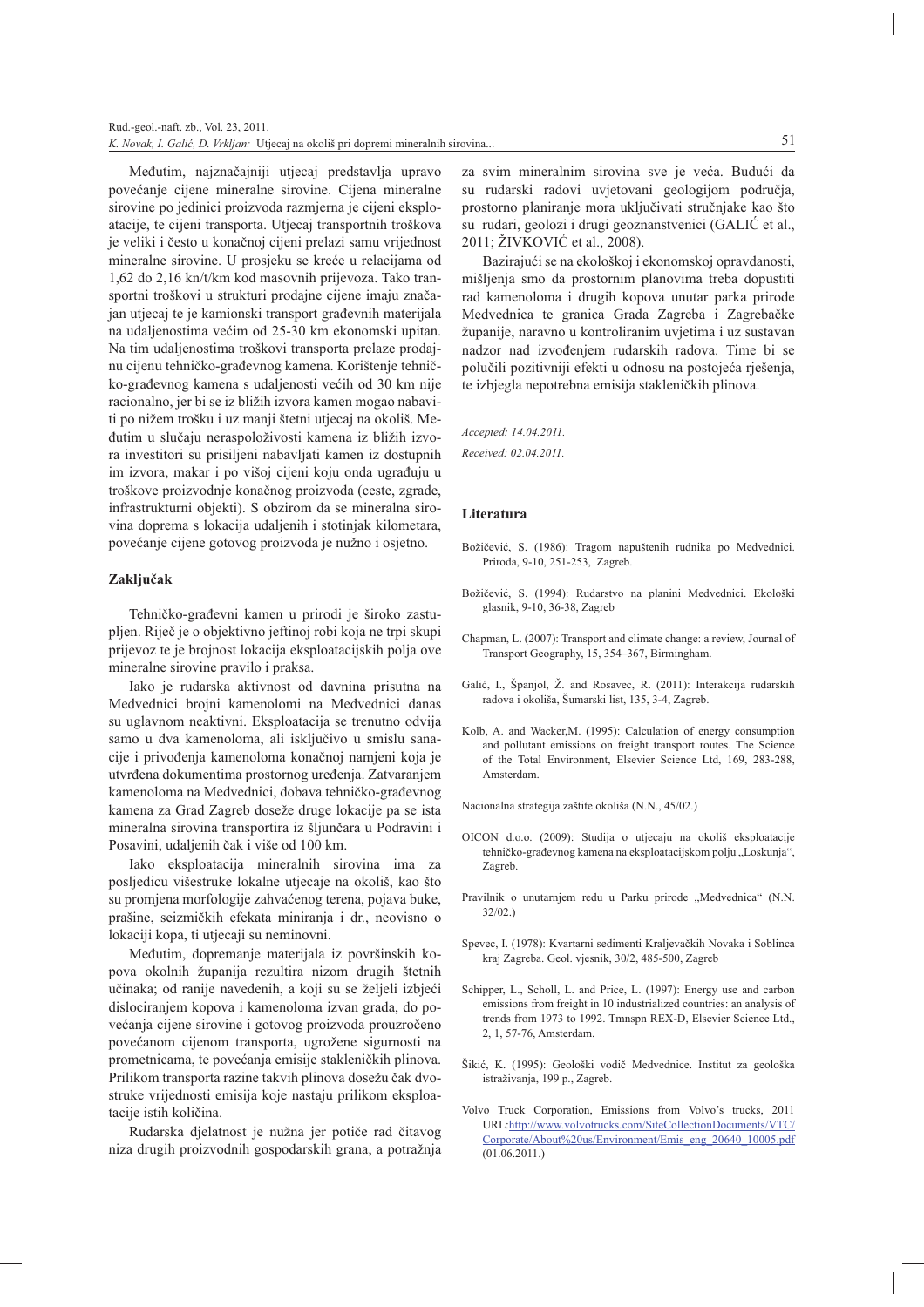Međutim, najznačajniji utjecaj predstavlja upravo povećanje cijene mineralne sirovine. Cijena mineralne sirovine po jedinici proizvoda razmjerna je cijeni eksploatacije, te cijeni transporta. Utjecaj transportnih troškova je veliki i često u konačnoj cijeni prelazi samu vrijednost mineralne sirovine. U prosjeku se kreće u relacijama od 1,62 do 2,16 kn/t/km kod masovnih prijevoza. Tako transportni troškovi u strukturi prodajne cijene imaju značajan utjecaj te je kamionski transport građevnih materijala na udaljenostima većim od 25-30 km ekonomski upitan. Na tim udaljenostima troškovi transporta prelaze prodajnu cijenu tehničko-građevnog kamena. Korištenje tehničko-građevnog kamena s udaljenosti većih od 30 km nije racionalno, jer bi se iz bližih izvora kamen mogao nabaviti po nižem trošku i uz manji štetni utjecaj na okoliš. Međutim u slučaju neraspoloživosti kamena iz bližih izvora investitori su prisiljeni nabavljati kamen iz dostupnih im izvora, makar i po višoj cijeni koju onda ugrađuju u troškove proizvodnje konačnog proizvoda (ceste, zgrade, infrastrukturni objekti). S obzirom da se mineralna sirovina doprema s lokacija udaljenih i stotinjak kilometara, povećanje cijene gotovog proizvoda je nužno i osjetno.

## Zaključak

Tehničko-građevni kamen u prirodi je široko zastupljen. Riječ je o objektivno jeftinoj robi koja ne trpi skupi prijevoz te je brojnost lokacija eksploatacijskih polja ove mineralne sirovine pravilo i praksa.

Iako je rudarska aktivnost od davnina prisutna na Medvednici brojni kamenolomi na Medvednici danas su uglavnom neaktivni. Eksploatacija se trenutno odvija samo u dva kamenoloma, ali isključivo u smislu sanacije i privođenja kamenoloma konačnoj namjeni koja je utvrđena dokumentima prostornog uređenja. Zatvaranjem kamenoloma na Medvednici, dobava tehničko-građevnog kamena za Grad Zagreb doseže druge lokacije pa se ista mineralna sirovina transportira iz šljunčara u Podravini i Posavini, udaljenih čak i više od 100 km.

Iako eksploatacija mineralnih sirovina ima za posljedicu višestruke lokalne utjecaje na okoliš, kao što su promjena morfologije zahvaćenog terena, pojava buke, prašine, seizmičkih efekata miniranja i dr., neovisno o lokaciji kopa, ti utjecaji su neminovni.

Međutim, dopremanje materijala iz površinskih kopova okolnih županija rezultira nizom drugih štetnih učinaka; od ranije navedenih, a koji su se željeli izbjeći dislociranjem kopova i kamenoloma izvan grada, do povećanja cijene sirovine i gotovog proizvoda prouzročeno povećanom cijenom transporta, ugrožene sigurnosti na prometnicama, te povećanja emisije stakleničkih plinova. Prilikom transporta razine takvih plinova dosežu čak dvostruke vrijednosti emisija koje nastaju prilikom eksploatacije istih količina.

Rudarska djelatnost je nužna jer potiče rad čitavog niza drugih proizvodnih gospodarskih grana, a potražnja za svim mineralnim sirovina sve je veća. Budući da su rudarski radovi uvjetovani geologijom područja, prostorno planiranje mora uključivati stručnjake kao što su rudari, geolozi i drugi geoznanstvenici (GALIĆ et al., 2011; ŽIVKOVIĆ et al., 2008).

Bazirajući se na ekološkoj i ekonomskoj opravdanosti, mišljenja smo da prostornim planovima treba dopustiti rad kamenoloma i drugih kopova unutar parka prirode Medvednica te granica Grada Zagreba i Zagrebačke županije, naravno u kontroliranim uvjetima i uz sustavan nadzor nad izvođenjem rudarskih radova. Time bi se polučili pozitivniji efekti u odnosu na postojeća rješenja, te izbjegla nepotrebna emisija stakleničkih plinova.

*Accepted: 14.04.2011.*

*Received: 02.04.2011.*

## Literatura

Božičević, S. (1986): Tragom napuštenih rudnika po Medvednici. Priroda, 9-10, 251-253, Zagreb.

Božičević, S. (1994): Rudarstvo na planini Medvednici. Ekološki glasnik, 9-10, 36-38, Zagreb

Chapman, L. (2007): Transport and climate change: a review, Journal of Transport Geography, 15, 354–367, Birmingham.

Galić, I., Španjol, Ž. and Rosavec, R. (2011): Interakcija rudarskih radova i okoliša, Šumarski list, 135, 3-4, Zagreb.

Kolb, A. and Wacker,M. (1995): Calculation of energy consumption and pollutant emissions on freight transport routes. The Science of the Total Environment, Elsevier Science Ltd, 169, 283-288, Amsterdam.

Nacionalna strategija zaštite okoliša (N.N., 45/02.)

OICON d.o.o. (2009): Studija o utjecaju na okoliš eksploatacije tehničko-građevnog kamena na eksploatacijskom polju „Loskunja", Zagreb.

Pravilnik o unutarnjem redu u Parku prirode „Medvednica" (N.N. 32/02.)

Spevec, I. (1978): Kvartarni sedimenti Kraljevačkih Novaka i Soblinca kraj Zagreba. Geol. vjesnik, 30/2, 485-500, Zagreb

Schipper, L., Scholl, L. and Price, L. (1997): Energy use and carbon emissions from freight in 10 industrialized countries: an analysis of trends from 1973 to 1992. Tmnspn REX-D, Elsevier Science Ltd., 2, 1, 57-76, Amsterdam.

Šikić, K. (1995): Geološki vodič Medvednice. Institut za geološka istraživanja, 199 p., Zagreb.

Volvo Truck Corporation, Emissions from Volvo's trucks, 2011 URL:http://www.volvotrucks.com/SiteCollectionDocuments/VTC/Corporate/About%20us/Environment/Emis_eng_20640_10005.pdf (01.06.2011.)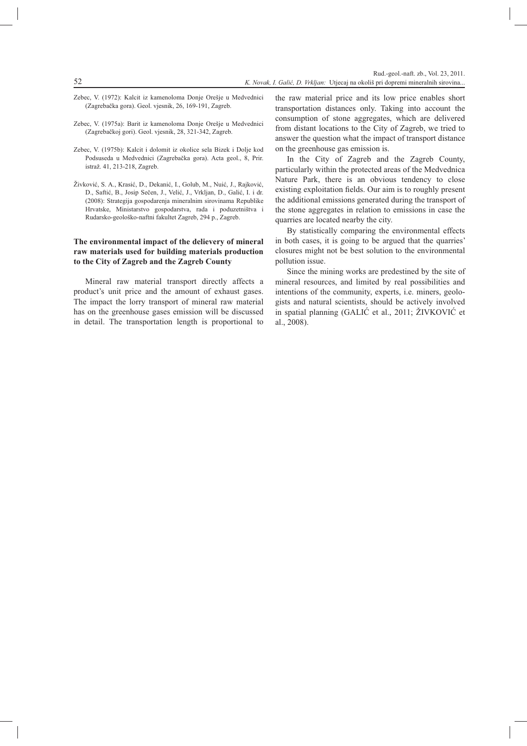Zebec, V. (1972): Kalcit iz kamenoloma Donje Orešje u Medvednici (Zagrebačka gora). Geol. vjesnik, 26, 169-191, Zagreb.

Zebec, V. (1975a): Barit iz kamenoloma Donje Orešje u Medvednici (Zagrebačkoj gori). Geol. vjesnik, 28, 321-342, Zagreb.

Zebec, V. (1975b): Kalcit i dolomit iz okolice sela Bizek i Dolje kod Podsuseda u Medvednici (Zagrebačka gora). Acta geol., 8, Prir. istraž. 41, 213-218, Zagreb.

Živković, S. A., Krasić, D., Dekanić, I., Golub, M., Nuić, J., Rajković, D., Saftić, B., Josip Sečen, J., Velić, J., Vrkljan, D., Galić, I. i dr. (2008): Strategija gospodarenja mineralnim sirovinama Republike Hrvatske, Ministarstvo gospodarstva, rada i poduzetništva i Rudarsko-geološko-naftni fakultet Zagreb, 294 p., Zagreb.

### The environmental impact of the delievery of mineral raw materials used for building materials production to the City of Zagreb and the Zagreb County

Mineral raw material transport directly affects a product's unit price and the amount of exhaust gases. The impact the lorry transport of mineral raw material has on the greenhouse gases emission will be discussed in detail. The transportation length is proportional to the raw material price and its low price enables short transportation distances only. Taking into account the consumption of stone aggregates, which are delivered from distant locations to the City of Zagreb, we tried to answer the question what the impact of transport distance on the greenhouse gas emission is.

In the City of Zagreb and the Zagreb County, particularly within the protected areas of the Medvednica Nature Park, there is an obvious tendency to close existing exploitation fields. Our aim is to roughly present the additional emissions generated during the transport of the stone aggregates in relation to emissions in case the quarries are located nearby the city.

By statistically comparing the environmental effects in both cases, it is going to be argued that the quarries' closures might not be best solution to the environmental pollution issue.

Since the mining works are predestined by the site of mineral resources, and limited by real possibilities and intentions of the community, experts, i.e. miners, geologists and natural scientists, should be actively involved in spatial planning (GALIĆ et al., 2011; ŽIVKOVIĆ et al., 2008).